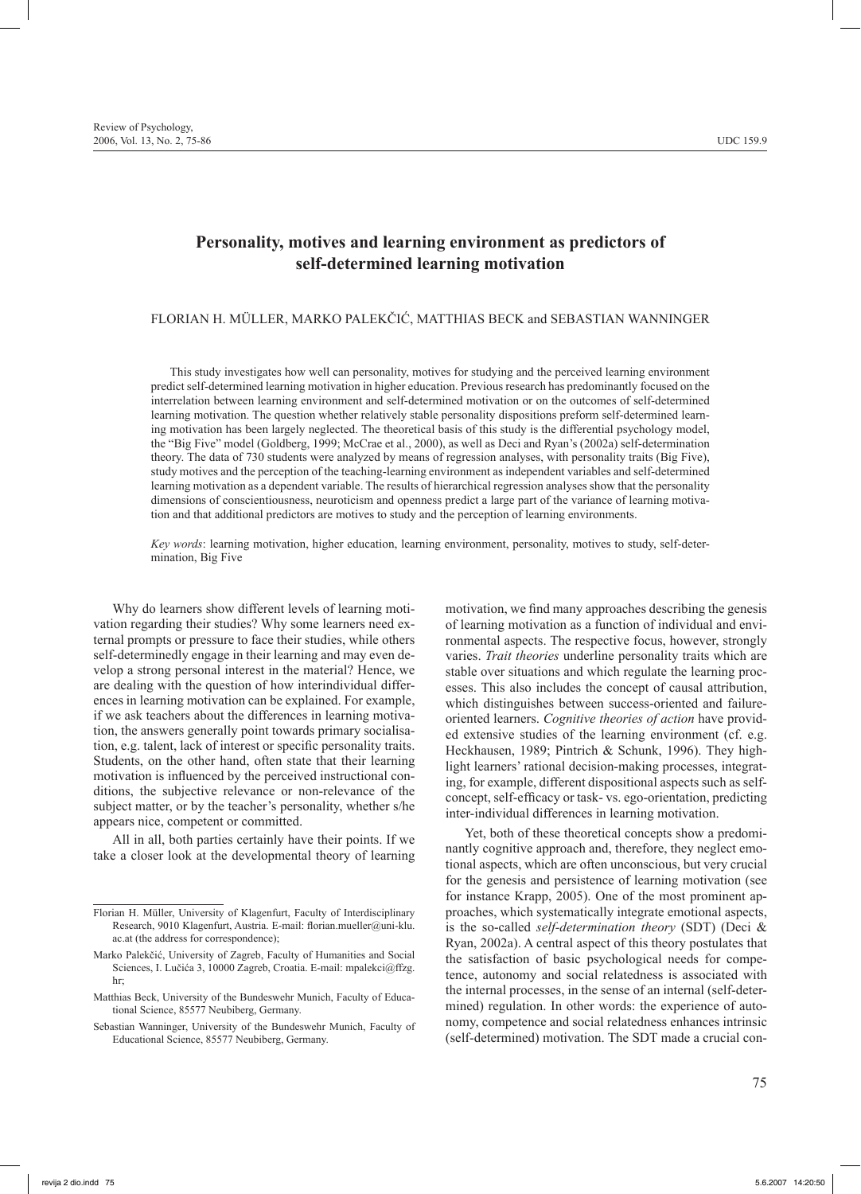# Personality, motives and learning environment as predictors of self-determined learning motivation

FLORIAN H. MÜLLER, MARKO PALEKČIĆ, MATTHIAS BECK and SEBASTIAN WANNINGER

This study investigates how well can personality, motives for studying and the perceived learning environment predict self-determined learning motivation in higher education. Previous research has predominantly focused on the interrelation between learning environment and self-determined motivation or on the outcomes of self-determined learning motivation. The question whether relatively stable personality dispositions preform self-determined learning motivation has been largely neglected. The theoretical basis of this study is the differential psychology model, the "Big Five" model (Goldberg, 1999; McCrae et al., 2000), as well as Deci and Ryan's (2002a) self-determination theory. The data of 730 students were analyzed by means of regression analyses, with personality traits (Big Five), study motives and the perception of the teaching-learning environment as independent variables and self-determined learning motivation as a dependent variable. The results of hierarchical regression analyses show that the personality dimensions of conscientiousness, neuroticism and openness predict a large part of the variance of learning motivation and that additional predictors are motives to study and the perception of learning environments.

*Key words*: learning motivation, higher education, learning environment, personality, motives to study, self-determination, Big Five

Why do learners show different levels of learning motivation regarding their studies? Why some learners need external prompts or pressure to face their studies, while others self-determinedly engage in their learning and may even develop a strong personal interest in the material? Hence, we are dealing with the question of how interindividual differences in learning motivation can be explained. For example, if we ask teachers about the differences in learning motivation, the answers generally point towards primary socialisation, e.g. talent, lack of interest or specific personality traits. Students, on the other hand, often state that their learning motivation is influenced by the perceived instructional conditions, the subjective relevance or non-relevance of the subject matter, or by the teacher's personality, whether s/he appears nice, competent or committed.

All in all, both parties certainly have their points. If we take a closer look at the developmental theory of learning motivation, we find many approaches describing the genesis of learning motivation as a function of individual and environmental aspects. The respective focus, however, strongly varies. *Trait theories* underline personality traits which are stable over situations and which regulate the learning processes. This also includes the concept of causal attribution, which distinguishes between success-oriented and failure-oriented learners. *Cognitive theories of action* have provided extensive studies of the learning environment (cf. e.g. Heckhausen, 1989; Pintrich & Schunk, 1996). They highlight learners' rational decision-making processes, integrating, for example, different dispositional aspects such as self-concept, self-efficacy or task- vs. ego-orientation, predicting inter-individual differences in learning motivation.

Yet, both of these theoretical concepts show a predominantly cognitive approach and, therefore, they neglect emotional aspects, which are often unconscious, but very crucial for the genesis and persistence of learning motivation (see for instance Krapp, 2005). One of the most prominent approaches, which systematically integrate emotional aspects, is the so-called *self-determination theory* (SDT) (Deci & Ryan, 2002a). A central aspect of this theory postulates that the satisfaction of basic psychological needs for competence, autonomy and social relatedness is associated with the internal processes, in the sense of an internal (self-determined) regulation. In other words: the experience of autonomy, competence and social relatedness enhances intrinsic (self-determined) motivation. The SDT made a crucial con-

Florian H. Müller, University of Klagenfurt, Faculty of Interdisciplinary Research, 9010 Klagenfurt, Austria. E-mail: florian.mueller@uni-klu.ac.at (the address for correspondence);

Marko Palekčić, University of Zagreb, Faculty of Humanities and Social Sciences, I. Lučića 3, 10000 Zagreb, Croatia. E-mail: mpalekci@ffzg.hr;

Matthias Beck, University of the Bundeswehr Munich, Faculty of Educational Science, 85577 Neubiberg, Germany.

Sebastian Wanninger, University of the Bundeswehr Munich, Faculty of Educational Science, 85577 Neubiberg, Germany.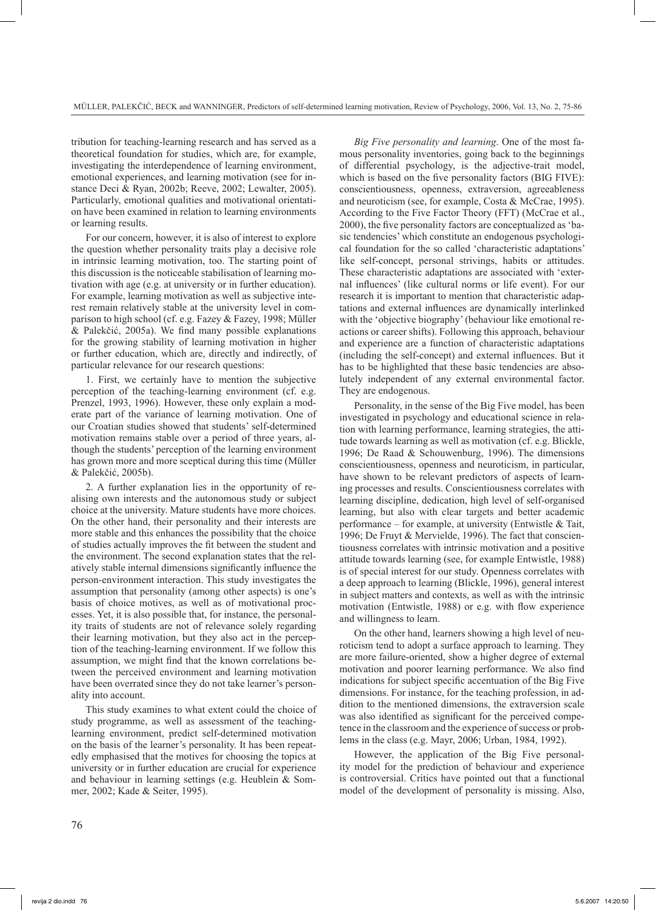tribution for teaching-learning research and has served as a theoretical foundation for studies, which are, for example, investigating the interdependence of learning environment, emotional experiences, and learning motivation (see for instance Deci & Ryan, 2002b; Reeve, 2002; Lewalter, 2005). Particularly, emotional qualities and motivational orientation have been examined in relation to learning environments or learning results.

For our concern, however, it is also of interest to explore the question whether personality traits play a decisive role in intrinsic learning motivation, too. The starting point of this discussion is the noticeable stabilisation of learning motivation with age (e.g. at university or in further education). For example, learning motivation as well as subjective interest remain relatively stable at the university level in comparison to high school (cf. e.g. Fazey & Fazey, 1998; Müller & Palekčić, 2005a). We find many possible explanations for the growing stability of learning motivation in higher or further education, which are, directly and indirectly, of particular relevance for our research questions:

1. First, we certainly have to mention the subjective perception of the teaching-learning environment (cf. e.g. Prenzel, 1993, 1996). However, these only explain a moderate part of the variance of learning motivation. One of our Croatian studies showed that students' self-determined motivation remains stable over a period of three years, although the students' perception of the learning environment has grown more and more sceptical during this time (Müller & Palekčić, 2005b).

2. A further explanation lies in the opportunity of realising own interests and the autonomous study or subject choice at the university. Mature students have more choices. On the other hand, their personality and their interests are more stable and this enhances the possibility that the choice of studies actually improves the fit between the student and the environment. The second explanation states that the relatively stable internal dimensions significantly influence the person-environment interaction. This study investigates the assumption that personality (among other aspects) is one's basis of choice motives, as well as of motivational processes. Yet, it is also possible that, for instance, the personality traits of students are not of relevance solely regarding their learning motivation, but they also act in the perception of the teaching-learning environment. If we follow this assumption, we might find that the known correlations between the perceived environment and learning motivation have been overrated since they do not take learner's personality into account.

This study examines to what extent could the choice of study programme, as well as assessment of the teaching-learning environment, predict self-determined motivation on the basis of the learner's personality. It has been repeatedly emphasised that the motives for choosing the topics at university or in further education are crucial for experience and behaviour in learning settings (e.g. Heublein & Sommer, 2002; Kade & Seiter, 1995).

*Big Five personality and learning*. One of the most famous personality inventories, going back to the beginnings of differential psychology, is the adjective-trait model, which is based on the five personality factors (BIG FIVE): conscientiousness, openness, extraversion, agreeableness and neuroticism (see, for example, Costa & McCrae, 1995). According to the Five Factor Theory (FFT) (McCrae et al., 2000), the five personality factors are conceptualized as 'basic tendencies' which constitute an endogenous psychological foundation for the so called 'characteristic adaptations' like self-concept, personal strivings, habits or attitudes. These characteristic adaptations are associated with 'external influences' (like cultural norms or life event). For our research it is important to mention that characteristic adaptations and external influences are dynamically interlinked with the 'objective biography' (behaviour like emotional reactions or career shifts). Following this approach, behaviour and experience are a function of characteristic adaptations (including the self-concept) and external influences. But it has to be highlighted that these basic tendencies are absolutely independent of any external environmental factor. They are endogenous.

Personality, in the sense of the Big Five model, has been investigated in psychology and educational science in relation with learning performance, learning strategies, the attitude towards learning as well as motivation (cf. e.g. Blickle, 1996; De Raad & Schouwenburg, 1996). The dimensions conscientiousness, openness and neuroticism, in particular, have shown to be relevant predictors of aspects of learning processes and results. Conscientiousness correlates with learning discipline, dedication, high level of self-organised learning, but also with clear targets and better academic performance – for example, at university (Entwistle & Tait, 1996; De Fruyt & Mervielde, 1996). The fact that conscientiousness correlates with intrinsic motivation and a positive attitude towards learning (see, for example Entwistle, 1988) is of special interest for our study. Openness correlates with a deep approach to learning (Blickle, 1996), general interest in subject matters and contexts, as well as with the intrinsic motivation (Entwistle, 1988) or e.g. with flow experience and willingness to learn.

On the other hand, learners showing a high level of neuroticism tend to adopt a surface approach to learning. They are more failure-oriented, show a higher degree of external motivation and poorer learning performance. We also find indications for subject specific accentuation of the Big Five dimensions. For instance, for the teaching profession, in addition to the mentioned dimensions, the extraversion scale was also identified as significant for the perceived competence in the classroom and the experience of success or problems in the class (e.g. Mayr, 2006; Urban, 1984, 1992).

However, the application of the Big Five personality model for the prediction of behaviour and experience is controversial. Critics have pointed out that a functional model of the development of personality is missing. Also,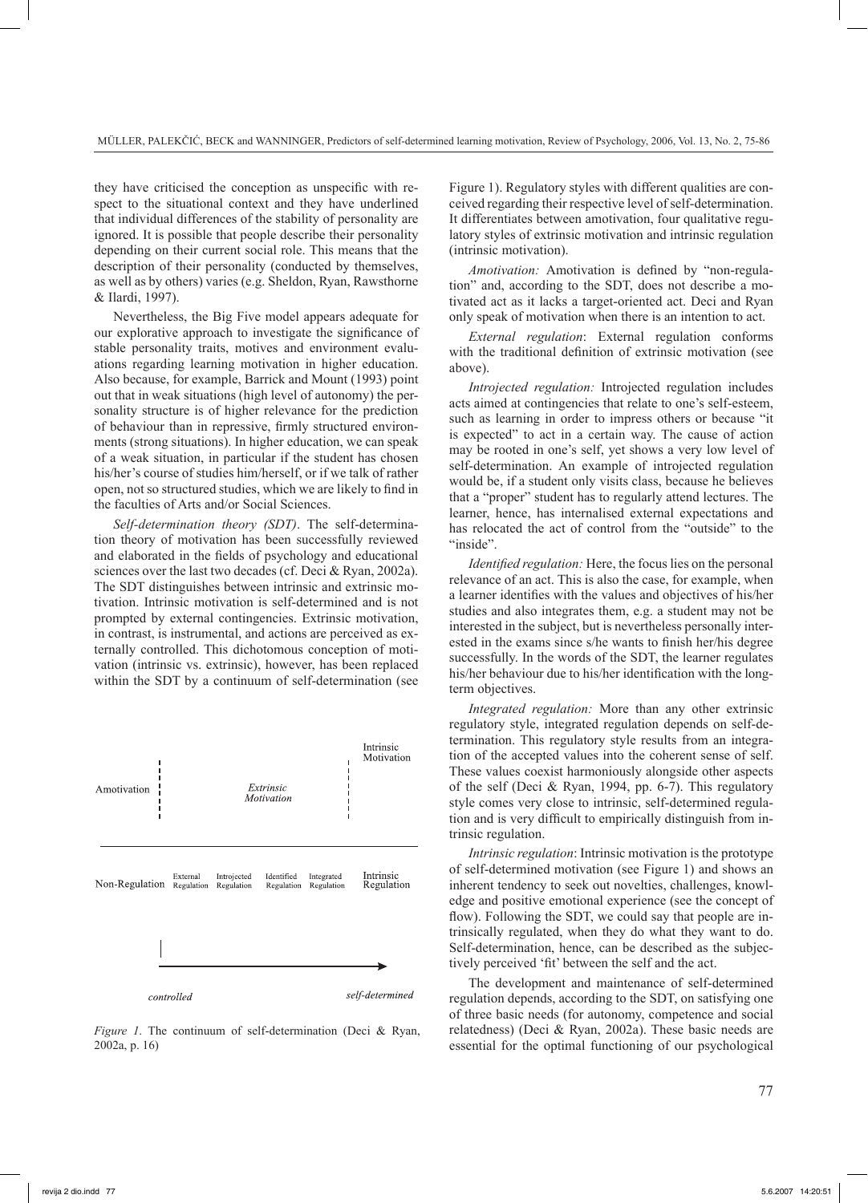they have criticised the conception as unspecific with respect to the situational context and they have underlined that individual differences of the stability of personality are ignored. It is possible that people describe their personality depending on their current social role. This means that the description of their personality (conducted by themselves, as well as by others) varies (e.g. Sheldon, Ryan, Rawsthorne & Ilardi, 1997).

Nevertheless, the Big Five model appears adequate for our explorative approach to investigate the significance of stable personality traits, motives and environment evaluations regarding learning motivation in higher education. Also because, for example, Barrick and Mount (1993) point out that in weak situations (high level of autonomy) the personality structure is of higher relevance for the prediction of behaviour than in repressive, firmly structured environments (strong situations). In higher education, we can speak of a weak situation, in particular if the student has chosen his/her's course of studies him/herself, or if we talk of rather open, not so structured studies, which we are likely to find in the faculties of Arts and/or Social Sciences.

*Self-determination theory (SDT)*. The self-determination theory of motivation has been successfully reviewed and elaborated in the fields of psychology and educational sciences over the last two decades (cf. Deci & Ryan, 2002a). The SDT distinguishes between intrinsic and extrinsic motivation. Intrinsic motivation is self-determined and is not prompted by external contingencies. Extrinsic motivation, in contrast, is instrumental, and actions are perceived as externally controlled. This dichotomous conception of motivation (intrinsic vs. extrinsic), however, has been replaced within the SDT by a continuum of self-determination (see Figure 1).

| Amotivation | Extrinsic Motivation | | | | Intrinsic Motivation |
|---|---|---|---|---|---|
| Non-Regulation | External Regulation | Introjected Regulation | Identified Regulation | Integrated Regulation | Intrinsic Regulation |
| | *controlled* | → | | | *self-determined* |

*Figure 1*. The continuum of self-determination (Deci & Ryan, 2002a, p. 16)

Regulatory styles with different qualities are conceived regarding their respective level of self-determination. It differentiates between amotivation, four qualitative regulatory styles of extrinsic motivation and intrinsic regulation (intrinsic motivation).

*Amotivation:* Amotivation is defined by "non-regulation" and, according to the SDT, does not describe a motivated act as it lacks a target-oriented act. Deci and Ryan only speak of motivation when there is an intention to act.

*External regulation*: External regulation conforms with the traditional definition of extrinsic motivation (see above).

*Introjected regulation:* Introjected regulation includes acts aimed at contingencies that relate to one's self-esteem, such as learning in order to impress others or because "it is expected" to act in a certain way. The cause of action may be rooted in one's self, yet shows a very low level of self-determination. An example of introjected regulation would be, if a student only visits class, because he believes that a "proper" student has to regularly attend lectures. The learner, hence, has internalised external expectations and has relocated the act of control from the "outside" to the "inside".

*Identified regulation:* Here, the focus lies on the personal relevance of an act. This is also the case, for example, when a learner identifies with the values and objectives of his/her studies and also integrates them, e.g. a student may not be interested in the subject, but is nevertheless personally interested in the exams since s/he wants to finish her/his degree successfully. In the words of the SDT, the learner regulates his/her behaviour due to his/her identification with the long-term objectives.

*Integrated regulation:* More than any other extrinsic regulatory style, integrated regulation depends on self-determination. This regulatory style results from an integration of the accepted values into the coherent sense of self. These values coexist harmoniously alongside other aspects of the self (Deci & Ryan, 1994, pp. 6-7). This regulatory style comes very close to intrinsic, self-determined regulation and is very difficult to empirically distinguish from intrinsic regulation.

*Intrinsic regulation*: Intrinsic motivation is the prototype of self-determined motivation (see Figure 1) and shows an inherent tendency to seek out novelties, challenges, knowledge and positive emotional experience (see the concept of flow). Following the SDT, we could say that people are intrinsically regulated, when they do what they want to do. Self-determination, hence, can be described as the subjectively perceived 'fit' between the self and the act.

The development and maintenance of self-determined regulation depends, according to the SDT, on satisfying one of three basic needs (for autonomy, competence and social relatedness) (Deci & Ryan, 2002a). These basic needs are essential for the optimal functioning of our psychological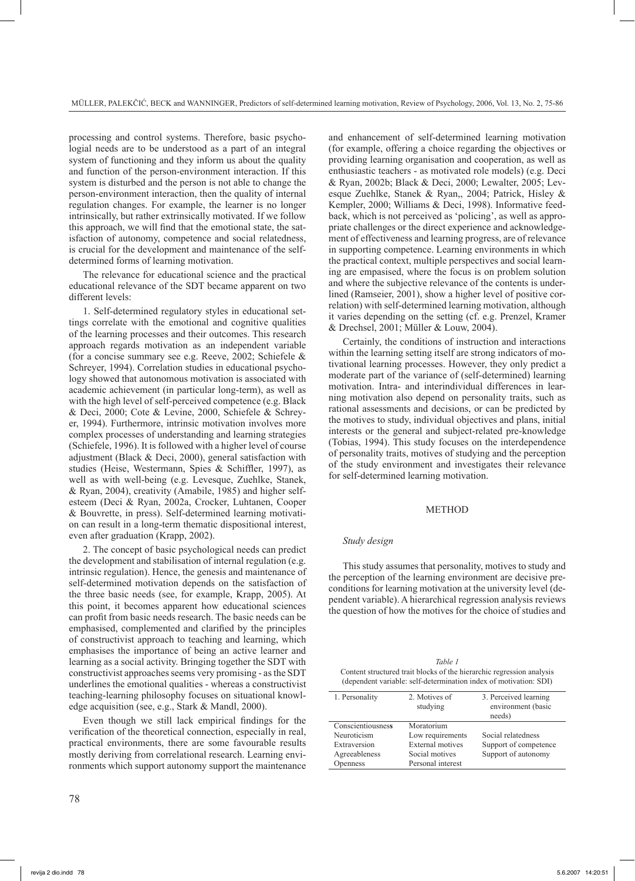processing and control systems. Therefore, basic psychologial needs are to be understood as a part of an integral system of functioning and they inform us about the quality and function of the person-environment interaction. If this system is disturbed and the person is not able to change the person-environment interaction, then the quality of internal regulation changes. For example, the learner is no longer intrinsically, but rather extrinsically motivated. If we follow this approach, we will find that the emotional state, the satisfaction of autonomy, competence and social relatedness, is crucial for the development and maintenance of the self-determined forms of learning motivation.

The relevance for educational science and the practical educational relevance of the SDT became apparent on two different levels:

1. Self-determined regulatory styles in educational settings correlate with the emotional and cognitive qualities of the learning processes and their outcomes. This research approach regards motivation as an independent variable (for a concise summary see e.g. Reeve, 2002; Schiefele & Schreyer, 1994). Correlation studies in educational psychology showed that autonomous motivation is associated with academic achievement (in particular long-term), as well as with the high level of self-perceived competence (e.g. Black & Deci, 2000; Cote & Levine, 2000, Schiefele & Schreyer, 1994). Furthermore, intrinsic motivation involves more complex processes of understanding and learning strategies (Schiefele, 1996). It is followed with a higher level of course adjustment (Black & Deci, 2000), general satisfaction with studies (Heise, Westermann, Spies & Schiffler, 1997), as well as with well-being (e.g. Levesque, Zuehlke, Stanek, & Ryan, 2004), creativity (Amabile, 1985) and higher self-esteem (Deci & Ryan, 2002a, Crocker, Luhtanen, Cooper & Bouvrette, in press). Self-determined learning motivation can result in a long-term thematic dispositional interest, even after graduation (Krapp, 2002).

2. The concept of basic psychological needs can predict the development and stabilisation of internal regulation (e.g. intrinsic regulation). Hence, the genesis and maintenance of self-determined motivation depends on the satisfaction of the three basic needs (see, for example, Krapp, 2005). At this point, it becomes apparent how educational sciences can profit from basic needs research. The basic needs can be emphasised, complemented and clarified by the principles of constructivist approach to teaching and learning, which emphasises the importance of being an active learner and learning as a social activity. Bringing together the SDT with constructivist approaches seems very promising - as the SDT underlines the emotional qualities - whereas a constructivist teaching-learning philosophy focuses on situational knowledge acquisition (see, e.g., Stark & Mandl, 2000).

Even though we still lack empirical findings for the verification of the theoretical connection, especially in real, practical environments, there are some favourable results mostly deriving from correlational research. Learning environments which support autonomy support the maintenance and enhancement of self-determined learning motivation (for example, offering a choice regarding the objectives or providing learning organisation and cooperation, as well as enthusiastic teachers - as motivated role models) (e.g. Deci & Ryan, 2002b; Black & Deci, 2000; Lewalter, 2005; Levesque Zuehlke, Stanek & Ryan,, 2004; Patrick, Hisley & Kempler, 2000; Williams & Deci, 1998). Informative feedback, which is not perceived as 'policing', as well as appropriate challenges or the direct experience and acknowledgement of effectiveness and learning progress, are of relevance in supporting competence. Learning environments in which the practical context, multiple perspectives and social learning are empasised, where the focus is on problem solution and where the subjective relevance of the contents is underlined (Ramseier, 2001), show a higher level of positive correlation) with self-determined learning motivation, although it varies depending on the setting (cf. e.g. Prenzel, Kramer & Drechsel, 2001; Müller & Louw, 2004).

Certainly, the conditions of instruction and interactions within the learning setting itself are strong indicators of motivational learning processes. However, they only predict a moderate part of the variance of (self-determined) learning motivation. Intra- and interindividual differences in learning motivation also depend on personality traits, such as rational assessments and decisions, or can be predicted by the motives to study, individual objectives and plans, initial interests or the general and subject-related pre-knowledge (Tobias, 1994). This study focuses on the interdependence of personality traits, motives of studying and the perception of the study environment and investigates their relevance for self-determined learning motivation.

## METHOD

### *Study design*

This study assumes that personality, motives to study and the perception of the learning environment are decisive preconditions for learning motivation at the university level (dependent variable). A hierarchical regression analysis reviews the question of how the motives for the choice of studies and

*Table 1*
Content structured trait blocks of the hierarchic regression analysis (dependent variable: self-determination index of motivation: SDI)

| 1. Personality | 2. Motives of studying | 3. Perceived learning environment (basic needs) |
|---|---|---|
| Conscientiousness | Moratorium | |
| Neuroticism | Low requirements | Social relatedness |
| Extraversion | External motives | Support of competence |
| Agreeableness | Social motives | Support of autonomy |
| Openness | Personal interest | |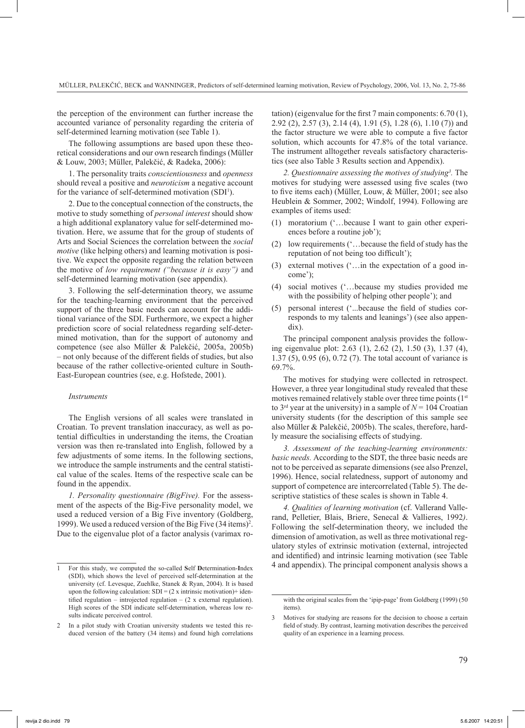the perception of the environment can further increase the accounted variance of personality regarding the criteria of self-determined learning motivation (see Table 1).

The following assumptions are based upon these theoretical considerations and our own research findings (Müller & Louw, 2003; Müller, Palekčić, & Radeka, 2006):

1. The personality traits *conscientiousness* and *openness* should reveal a positive and *neuroticism* a negative account for the variance of self-determined motivation (SDI[1]).

2. Due to the conceptual connection of the constructs, the motive to study something of *personal interest* should show a high additional explanatory value for self-determined motivation. Here, we assume that for the group of students of Arts and Social Sciences the correlation between the *social motive* (like helping others) and learning motivation is positive. We expect the opposite regarding the relation between the motive of *low requirement ("because it is easy")* and self-determined learning motivation (see appendix).

3. Following the self-determination theory, we assume for the teaching-learning environment that the perceived support of the three basic needs can account for the additional variance of the SDI. Furthermore, we expect a higher prediction score of social relatedness regarding self-determined motivation, than for the support of autonomy and competence (see also Müller & Palekčić, 2005a, 2005b) – not only because of the different fields of studies, but also because of the rather collective-oriented culture in South-East-European countries (see, e.g. Hofstede, 2001).

### *Instruments*

The English versions of all scales were translated in Croatian. To prevent translation inaccuracy, as well as potential difficulties in understanding the items, the Croatian version was then re-translated into English, followed by a few adjustments of some items. In the following sections, we introduce the sample instruments and the central statistical value of the scales. Items of the respective scale can be found in the appendix.

*1. Personality questionnaire (BigFive).* For the assessment of the aspects of the Big-Five personality model, we used a reduced version of a Big Five inventory (Goldberg, 1999). We used a reduced version of the Big Five (34 items)[2]. Due to the eigenvalue plot of a factor analysis (varimax rotation) (eigenvalue for the first 7 main components: 6.70 (1), 2.92 (2), 2.57 (3), 2.14 (4), 1.91 (5), 1.28 (6), 1.10 (7)) and the factor structure we were able to compute a five factor solution, which accounts for 47.8% of the total variance. The instrument alltogether reveals satisfactory characteristics (see also Table 3 Results section and Appendix).

*2. Questionnaire assessing the motives of studying[3].* The motives for studying were assessed using five scales (two to five items each) (Müller, Louw, & Müller, 2001; see also Heublein & Sommer, 2002; Windolf, 1994). Following are examples of items used:

(1) moratorium ('…because I want to gain other experiences before a routine job');
(2) low requirements ('…because the field of study has the reputation of not being too difficult');
(3) external motives ('…in the expectation of a good income');
(4) social motives ('…because my studies provided me with the possibility of helping other people'); and
(5) personal interest ('...because the field of studies corresponds to my talents and leanings') (see also appendix).

The principal component analysis provides the following eigenvalue plot: 2.63 (1), 2.62 (2), 1.50 (3), 1.37 (4), 1.37 (5), 0.95 (6), 0.72 (7). The total account of variance is 69.7%.

The motives for studying were collected in retrospect. However, a three year longitudinal study revealed that these motives remained relatively stable over three time points (1st to 3rd year at the university) in a sample of $N = 104$ Croatian university students (for the description of this sample see also Müller & Palekčić, 2005b). The scales, therefore, hardly measure the socialising effects of studying.

*3. Assessment of the teaching-learning environments: basic needs.* According to the SDT, the three basic needs are not to be perceived as separate dimensions (see also Prenzel, 1996). Hence, social relatedness, support of autonomy and support of competence are intercorrelated (Table 5). The descriptive statistics of these scales is shown in Table 4.

*4. Qualities of learning motivation* (cf. Vallerand Vallerand, Pelletier, Blais, Briere, Senecal & Vallieres, 1992*)*. Following the self-determination theory, we included the dimension of amotivation, as well as three motivational regulatory styles of extrinsic motivation (external, introjected and identified) and intrinsic learning motivation (see Table 4 and appendix). The principal component analysis shows a

---

[1] For this study, we computed the so-called **S**elf **D**etermination-**I**ndex (SDI), which shows the level of perceived self-determination at the university (cf. Levesque, Zuehlke, Stanek & Ryan, 2004). It is based upon the following calculation: SDI = (2 x intrinsic motivation)+ identified regulation – introjected regulation – (2 x external regulation). High scores of the SDI indicate self-determination, whereas low results indicate perceived control.

[2] In a pilot study with Croatian university students we tested this reduced version of the battery (34 items) and found high correlations with the original scales from the 'ipip-page' from Goldberg (1999) (50 items).

[3] Motives for studying are reasons for the decision to choose a certain field of study. By contrast, learning motivation describes the perceived quality of an experience in a learning process.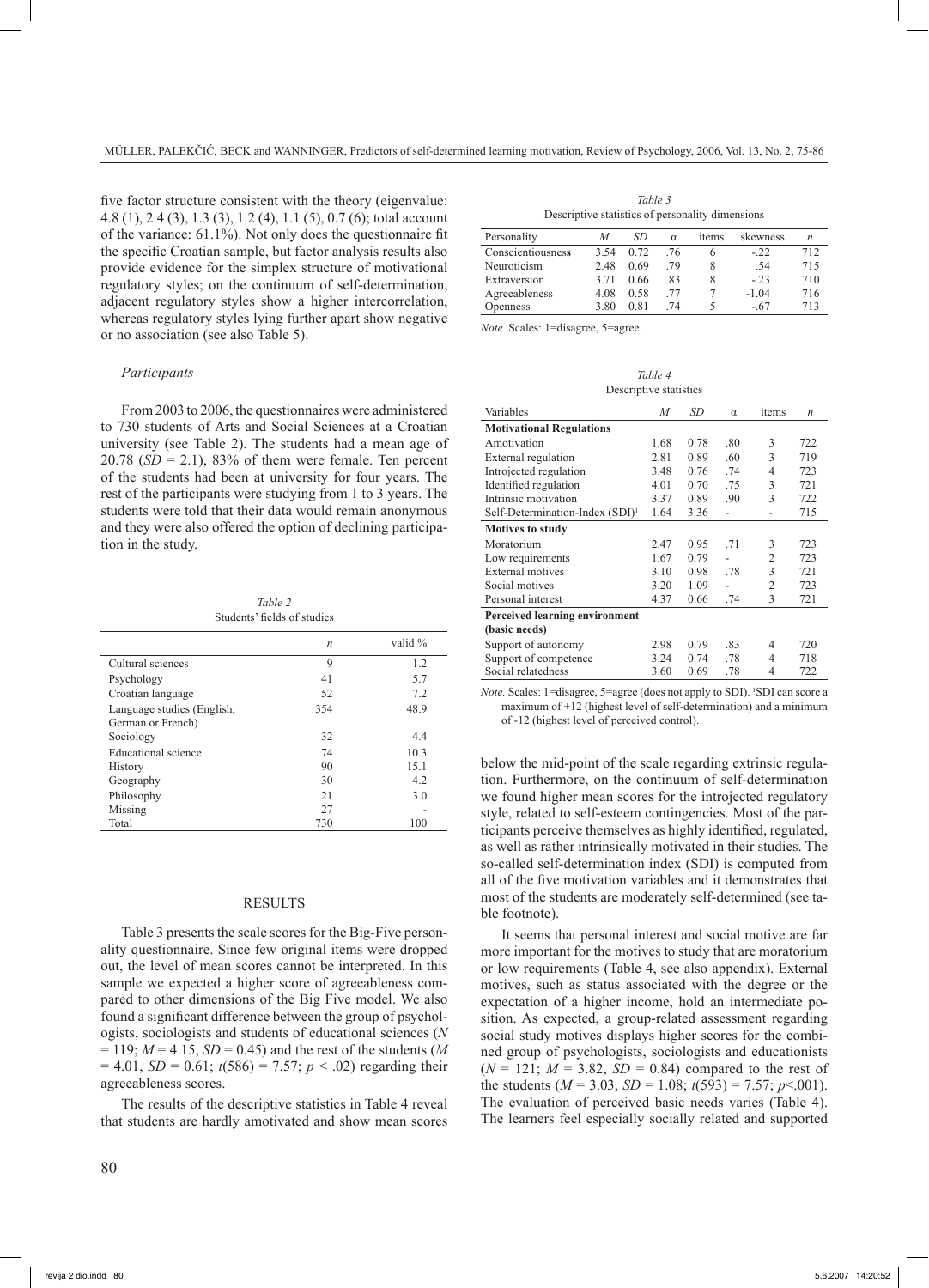five factor structure consistent with the theory (eigenvalue: 4.8 (1), 2.4 (3), 1.3 (3), 1.2 (4), 1.1 (5), 0.7 (6); total account of the variance: 61.1%). Not only does the questionnaire fit the specific Croatian sample, but factor analysis results also provide evidence for the simplex structure of motivational regulatory styles; on the continuum of self-determination, adjacent regulatory styles show a higher intercorrelation, whereas regulatory styles lying further apart show negative or no association (see also Table 5).

### *Participants*

From 2003 to 2006, the questionnaires were administered to 730 students of Arts and Social Sciences at a Croatian university (see Table 2). The students had a mean age of 20.78 ($SD$ = 2.1), 83% of them were female. Ten percent of the students had been at university for four years. The rest of the participants were studying from 1 to 3 years. The students were told that their data would remain anonymous and they were also offered the option of declining participation in the study.

*Table 2*
Students' fields of studies

| | *n* | valid % |
|---|---|---|
| Cultural sciences | 9 | 1.2 |
| Psychology | 41 | 5.7 |
| Croatian language | 52 | 7.2 |
| Language studies (English, German or French) | 354 | 48.9 |
| Sociology | 32 | 4.4 |
| Educational science | 74 | 10.3 |
| History | 90 | 15.1 |
| Geography | 30 | 4.2 |
| Philosophy | 21 | 3.0 |
| Missing | 27 | - |
| Total | 730 | 100 |

## RESULTS

Table 3 presents the scale scores for the Big-Five personality questionnaire. Since few original items were dropped out, the level of mean scores cannot be interpreted. In this sample we expected a higher score of agreeableness compared to other dimensions of the Big Five model. We also found a significant difference between the group of psychologists, sociologists and students of educational sciences ($N$ = 119; $M$ = 4.15, $SD$ = 0.45) and the rest of the students ($M$ = 4.01, $SD$ = 0.61; $t(586) = 7.57$; $p < .02$) regarding their agreeableness scores.

*Table 3*
Descriptive statistics of personality dimensions

| Personality | *M* | *SD* | α | items | skewness | *n* |
|---|---|---|---|---|---|---|
| Conscientiousness | 3.54 | 0.72 | .76 | 6 | -.22 | 712 |
| Neuroticism | 2.48 | 0.69 | .79 | 8 | .54 | 715 |
| Extraversion | 3.71 | 0.66 | .83 | 8 | -.23 | 710 |
| Agreeableness | 4.08 | 0.58 | .77 | 7 | -1.04 | 716 |
| Openness | 3.80 | 0.81 | .74 | 5 | -.67 | 713 |

*Note.* Scales: 1=disagree, 5=agree.

*Table 4*
Descriptive statistics

| Variables | *M* | *SD* | α | items | *n* |
|---|---|---|---|---|---|
| **Motivational Regulations** | | | | | |
| Amotivation | 1.68 | 0.78 | .80 | 3 | 722 |
| External regulation | 2.81 | 0.89 | .60 | 3 | 719 |
| Introjected regulation | 3.48 | 0.76 | .74 | 4 | 723 |
| Identified regulation | 4.01 | 0.70 | .75 | 3 | 721 |
| Intrinsic motivation | 3.37 | 0.89 | .90 | 3 | 722 |
| Self-Determination-Index (SDI)[1] | 1.64 | 3.36 | - | - | 715 |
| **Motives to study** | | | | | |
| Moratorium | 2.47 | 0.95 | .71 | 3 | 723 |
| Low requirements | 1.67 | 0.79 | - | 2 | 723 |
| External motives | 3.10 | 0.98 | .78 | 3 | 721 |
| Social motives | 3.20 | 1.09 | - | 2 | 723 |
| Personal interest | 4.37 | 0.66 | .74 | 3 | 721 |
| **Perceived learning environment (basic needs)** | | | | | |
| Support of autonomy | 2.98 | 0.79 | .83 | 4 | 720 |
| Support of competence | 3.24 | 0.74 | .78 | 4 | 718 |
| Social relatedness | 3.60 | 0.69 | .78 | 4 | 722 |

*Note.* Scales: 1=disagree, 5=agree (does not apply to SDI). [1]SDI can score a maximum of +12 (highest level of self-determination) and a minimum of -12 (highest level of perceived control).

The results of the descriptive statistics in Table 4 reveal that students are hardly amotivated and show mean scores below the mid-point of the scale regarding extrinsic regulation. Furthermore, on the continuum of self-determination we found higher mean scores for the introjected regulatory style, related to self-esteem contingencies. Most of the participants perceive themselves as highly identified, regulated, as well as rather intrinsically motivated in their studies. The so-called self-determination index (SDI) is computed from all of the five motivation variables and it demonstrates that most of the students are moderately self-determined (see table footnote).

It seems that personal interest and social motive are far more important for the motives to study that are moratorium or low requirements (Table 4, see also appendix). External motives, such as status associated with the degree or the expectation of a higher income, hold an intermediate position. As expected, a group-related assessment regarding social study motives displays higher scores for the combined group of psychologists, sociologists and educationists ($N$ = 121; $M$ = 3.82, $SD$ = 0.84) compared to the rest of the students ($M$ = 3.03, $SD$ = 1.08; $t(593) = 7.57$; $p<.001$). The evaluation of perceived basic needs varies (Table 4). The learners feel especially socially related and supported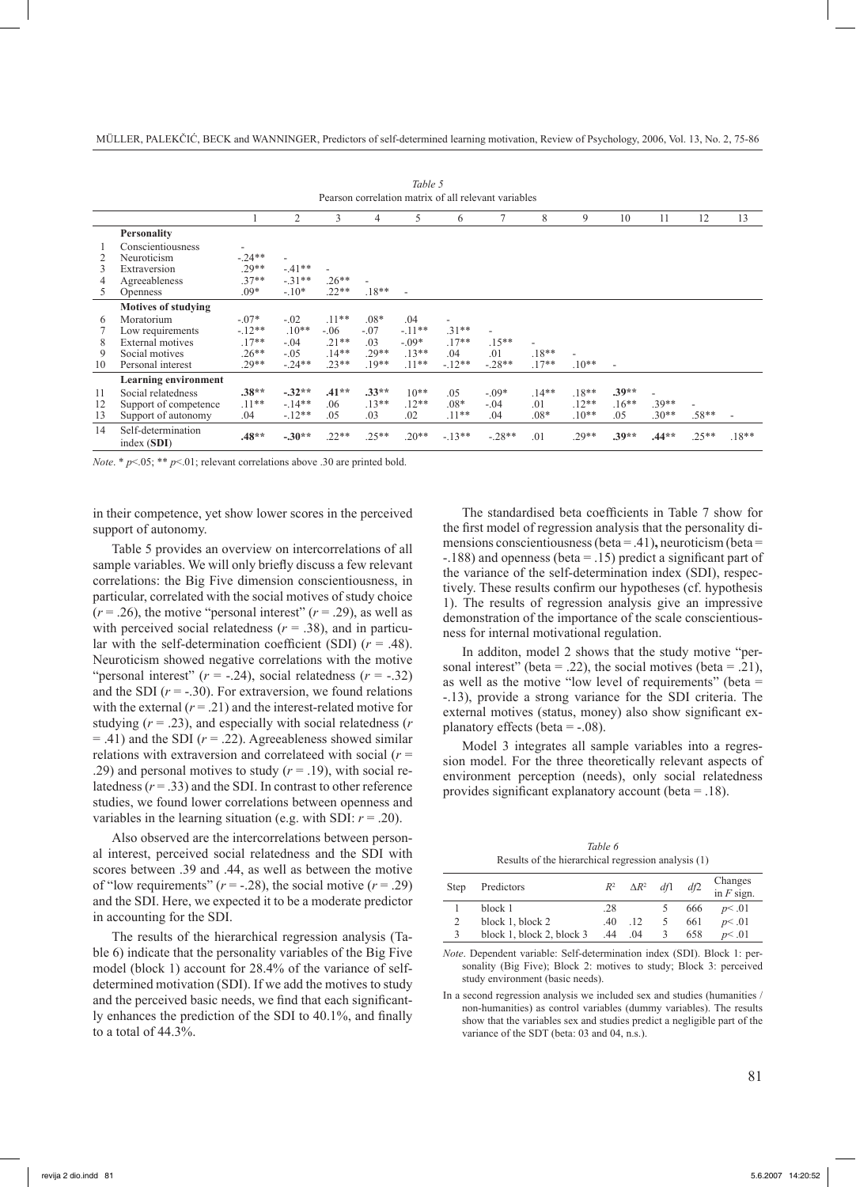*Table 5*
Pearson correlation matrix of all relevant variables

| | | 1 | 2 | 3 | 4 | 5 | 6 | 7 | 8 | 9 | 10 | 11 | 12 | 13 |
|---|---|---|---|---|---|---|---|---|---|---|---|---|---|---|
| | **Personality** | | | | | | | | | | | | | |
| 1 | Conscientiousness | - | | | | | | | | | | | | |
| 2 | Neuroticism | -.24** | - | | | | | | | | | | | |
| 3 | Extraversion | .29** | -.41** | - | | | | | | | | | | |
| 4 | Agreeableness | .37** | -.31** | .26** | - | | | | | | | | | |
| 5 | Openness | .09* | -.10* | .22** | .18** | - | | | | | | | | |
| | **Motives of studying** | | | | | | | | | | | | | |
| 6 | Moratorium | -.07* | -.02 | .11** | .08* | .04 | - | | | | | | | |
| 7 | Low requirements | -.12** | .10** | -.06 | -.07 | -.11** | .31** | - | | | | | | |
| 8 | External motives | .17** | -.04 | .21** | .03 | -.09* | .17** | .15** | - | | | | | |
| 9 | Social motives | .26** | -.05 | .14** | .29** | .13** | .04 | .01 | .18** | - | | | | |
| 10 | Personal interest | .29** | -.24** | .23** | .19** | .11** | -.12** | -.28** | .17** | .10** | - | | | |
| | **Learning environment** | | | | | | | | | | | | | |
| 11 | Social relatedness | **.38**** | **-.32**** | **.41**** | **.33**** | .10** | .05 | -.09* | .14** | .18** | **.39**** | - | | |
| 12 | Support of competence | .11** | -.14** | .06 | .13** | .12** | .08* | -.04 | .01 | .12** | .16** | .39** | - | |
| 13 | Support of autonomy | .04 | -.12** | .05 | .03 | .02 | .11** | .04 | .08* | .10** | .05 | .30** | .58** | - |
| 14 | Self-determination index (**SDI**) | **.48**** | **-.30**** | .22** | .25** | .20** | -.13** | -.28** | .01 | .29** | **.39**** | **.44**** | .25** | .18** |

*Note*. * $p$<.05; ** $p$<.01; relevant correlations above .30 are printed bold.

in their competence, yet show lower scores in the perceived support of autonomy.

Table 5 provides an overview on intercorrelations of all sample variables. We will only briefly discuss a few relevant correlations: the Big Five dimension conscientiousness, in particular, correlated with the social motives of study choice ($r$ = .26), the motive "personal interest" ($r$ = .29), as well as with perceived social relatedness ($r$ = .38), and in particular with the self-determination coefficient (SDI) ($r$ = .48). Neuroticism showed negative correlations with the motive "personal interest" ($r$ = -.24), social relatedness ($r$ = -.32) and the SDI ($r$ = -.30). For extraversion, we found relations with the external ($r$ = .21) and the interest-related motive for studying ($r$ = .23), and especially with social relatedness ($r$ = .41) and the SDI ($r$ = .22). Agreeableness showed similar relations with extraversion and correlateed with social ($r$ = .29) and personal motives to study ($r$ = .19), with social relatedness ($r$ = .33) and the SDI. In contrast to other reference studies, we found lower correlations between openness and variables in the learning situation (e.g. with SDI: $r$ = .20).

Also observed are the intercorrelations between personal interest, perceived social relatedness and the SDI with scores between .39 and .44, as well as between the motive of "low requirements" ($r$ = -.28), the social motive ($r$ = .29) and the SDI. Here, we expected it to be a moderate predictor in accounting for the SDI.

The results of the hierarchical regression analysis (Table 6) indicate that the personality variables of the Big Five model (block 1) account for 28.4% of the variance of self-determined motivation (SDI). If we add the motives to study and the perceived basic needs, we find that each significantly enhances the prediction of the SDI to 40.1%, and finally to a total of 44.3%.

The standardised beta coefficients in Table 7 show for the first model of regression analysis that the personality dimensions conscientiousness (beta = .41)**,** neuroticism (beta = -.188) and openness (beta = .15) predict a significant part of the variance of the self-determination index (SDI), respectively. These results confirm our hypotheses (cf. hypothesis 1). The results of regression analysis give an impressive demonstration of the importance of the scale conscientiousness for internal motivational regulation.

In additon, model 2 shows that the study motive "personal interest" (beta = .22), the social motives (beta = .21), as well as the motive "low level of requirements" (beta = -.13), provide a strong variance for the SDI criteria. The external motives (status, money) also show significant explanatory effects (beta = -.08).

Model 3 integrates all sample variables into a regression model. For the three theoretically relevant aspects of environment perception (needs), only social relatedness provides significant explanatory account (beta = .18).

*Table 6*
Results of the hierarchical regression analysis (1)

| Step | Predictors | $R^2$ | $\Delta R^2$ | $df1$ | $df2$ | Changes in $F$ sign. |
|---|---|---|---|---|---|---|
| 1 | block 1 | .28 | | 5 | 666 | $p$< .01 |
| 2 | block 1, block 2 | .40 | .12 | 5 | 661 | $p$< .01 |
| 3 | block 1, block 2, block 3 | .44 | .04 | 3 | 658 | $p$< .01 |

*Note*. Dependent variable: Self-determination index (SDI). Block 1: personality (Big Five); Block 2: motives to study; Block 3: perceived study environment (basic needs).

In a second regression analysis we included sex and studies (humanities / non-humanities) as control variables (dummy variables). The results show that the variables sex and studies predict a negligible part of the variance of the SDT (beta: 03 and 04, n.s.).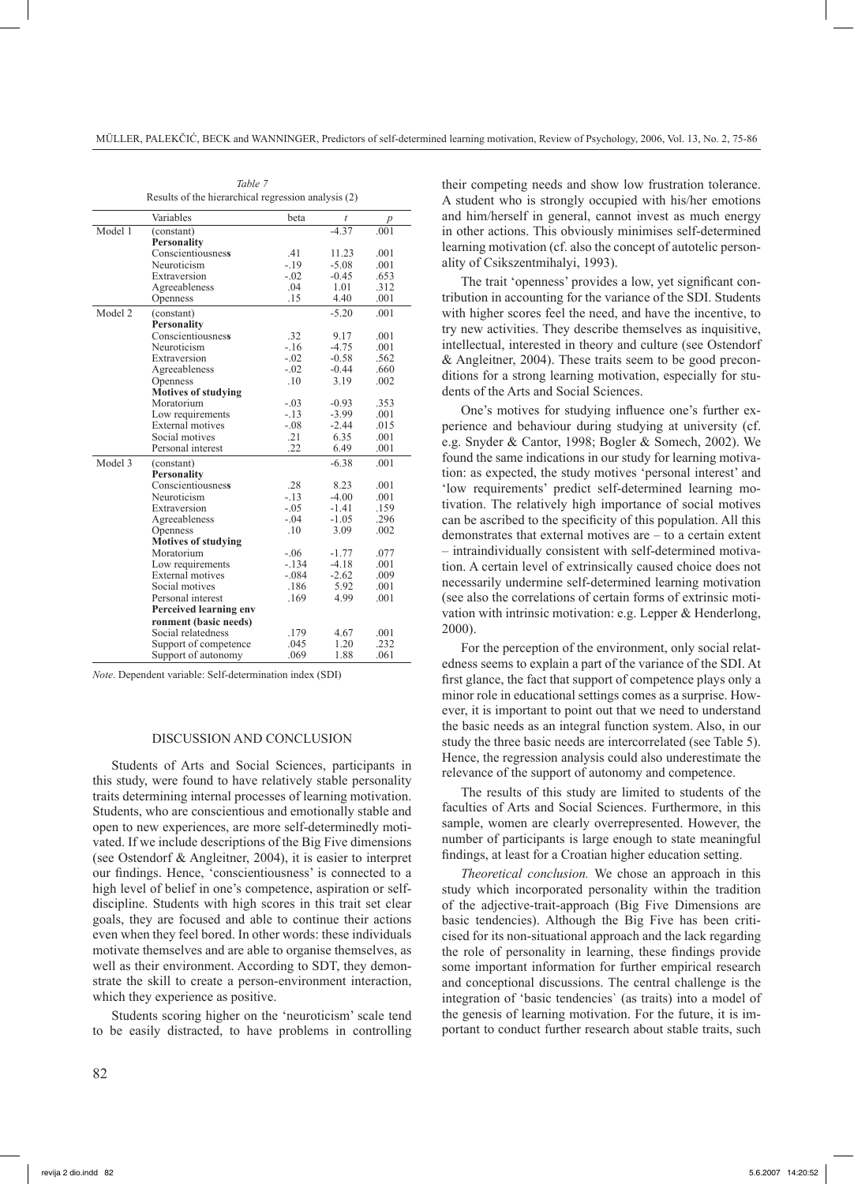*Table 7*
Results of the hierarchical regression analysis (2)

| | Variables | beta | $t$ | $p$ |
|---|---|---|---|---|
| Model 1 | (constant) | | -4.37 | .001 |
| | **Personality** | | | |
| | Conscientiousness | .41 | 11.23 | .001 |
| | Neuroticism | -.19 | -5.08 | .001 |
| | Extraversion | -.02 | -0.45 | .653 |
| | Agreeableness | .04 | 1.01 | .312 |
| | Openness | .15 | 4.40 | .001 |
| Model 2 | (constant) | | -5.20 | .001 |
| | **Personality** | | | |
| | Conscientiousness | .32 | 9.17 | .001 |
| | Neuroticism | -.16 | -4.75 | .001 |
| | Extraversion | -.02 | -0.58 | .562 |
| | Agreeableness | -.02 | -0.44 | .660 |
| | Openness | .10 | 3.19 | .002 |
| | **Motives of studying** | | | |
| | Moratorium | -.03 | -0.93 | .353 |
| | Low requirements | -.13 | -3.99 | .001 |
| | External motives | -.08 | -2.44 | .015 |
| | Social motives | .21 | 6.35 | .001 |
| | Personal interest | .22 | 6.49 | .001 |
| Model 3 | (constant) | | -6.38 | .001 |
| | **Personality** | | | |
| | Conscientiousness | .28 | 8.23 | .001 |
| | Neuroticism | -.13 | -4.00 | .001 |
| | Extraversion | -.05 | -1.41 | .159 |
| | Agreeableness | -.04 | -1.05 | .296 |
| | Openness | .10 | 3.09 | .002 |
| | **Motives of studying** | | | |
| | Moratorium | -.06 | -1.77 | .077 |
| | Low requirements | -.134 | -4.18 | .001 |
| | External motives | -.084 | -2.62 | .009 |
| | Social motives | .186 | 5.92 | .001 |
| | Personal interest | .169 | 4.99 | .001 |
| | **Perceived learning environment (basic needs)** | | | |
| | Social relatedness | .179 | 4.67 | .001 |
| | Support of competence | .045 | 1.20 | .232 |
| | Support of autonomy | .069 | 1.88 | .061 |

*Note*. Dependent variable: Self-determination index (SDI)

## DISCUSSION AND CONCLUSION

Students of Arts and Social Sciences, participants in this study, were found to have relatively stable personality traits determining internal processes of learning motivation. Students, who are conscientious and emotionally stable and open to new experiences, are more self-determinedly motivated. If we include descriptions of the Big Five dimensions (see Ostendorf & Angleitner, 2004), it is easier to interpret our findings. Hence, 'conscientiousness' is connected to a high level of belief in one's competence, aspiration or self-discipline. Students with high scores in this trait set clear goals, they are focused and able to continue their actions even when they feel bored. In other words: these individuals motivate themselves and are able to organise themselves, as well as their environment. According to SDT, they demonstrate the skill to create a person-environment interaction, which they experience as positive.

Students scoring higher on the 'neuroticism' scale tend to be easily distracted, to have problems in controlling their competing needs and show low frustration tolerance. A student who is strongly occupied with his/her emotions and him/herself in general, cannot invest as much energy in other actions. This obviously minimises self-determined learning motivation (cf. also the concept of autotelic personality of Csikszentmihalyi, 1993).

The trait 'openness' provides a low, yet significant contribution in accounting for the variance of the SDI. Students with higher scores feel the need, and have the incentive, to try new activities. They describe themselves as inquisitive, intellectual, interested in theory and culture (see Ostendorf & Angleitner, 2004). These traits seem to be good preconditions for a strong learning motivation, especially for students of the Arts and Social Sciences.

One's motives for studying influence one's further experience and behaviour during studying at university (cf. e.g. Snyder & Cantor, 1998; Bogler & Somech, 2002). We found the same indications in our study for learning motivation: as expected, the study motives 'personal interest' and 'low requirements' predict self-determined learning motivation. The relatively high importance of social motives can be ascribed to the specificity of this population. All this demonstrates that external motives are – to a certain extent – intraindividually consistent with self-determined motivation. A certain level of extrinsically caused choice does not necessarily undermine self-determined learning motivation (see also the correlations of certain forms of extrinsic motivation with intrinsic motivation: e.g. Lepper & Henderlong, 2000).

For the perception of the environment, only social relatedness seems to explain a part of the variance of the SDI. At first glance, the fact that support of competence plays only a minor role in educational settings comes as a surprise. However, it is important to point out that we need to understand the basic needs as an integral function system. Also, in our study the three basic needs are intercorrelated (see Table 5). Hence, the regression analysis could also underestimate the relevance of the support of autonomy and competence.

The results of this study are limited to students of the faculties of Arts and Social Sciences. Furthermore, in this sample, women are clearly overrepresented. However, the number of participants is large enough to state meaningful findings, at least for a Croatian higher education setting.

*Theoretical conclusion.* We chose an approach in this study which incorporated personality within the tradition of the adjective-trait-approach (Big Five Dimensions are basic tendencies). Although the Big Five has been criticised for its non-situational approach and the lack regarding the role of personality in learning, these findings provide some important information for further empirical research and conceptional discussions. The central challenge is the integration of 'basic tendencies` (as traits) into a model of the genesis of learning motivation. For the future, it is important to conduct further research about stable traits, such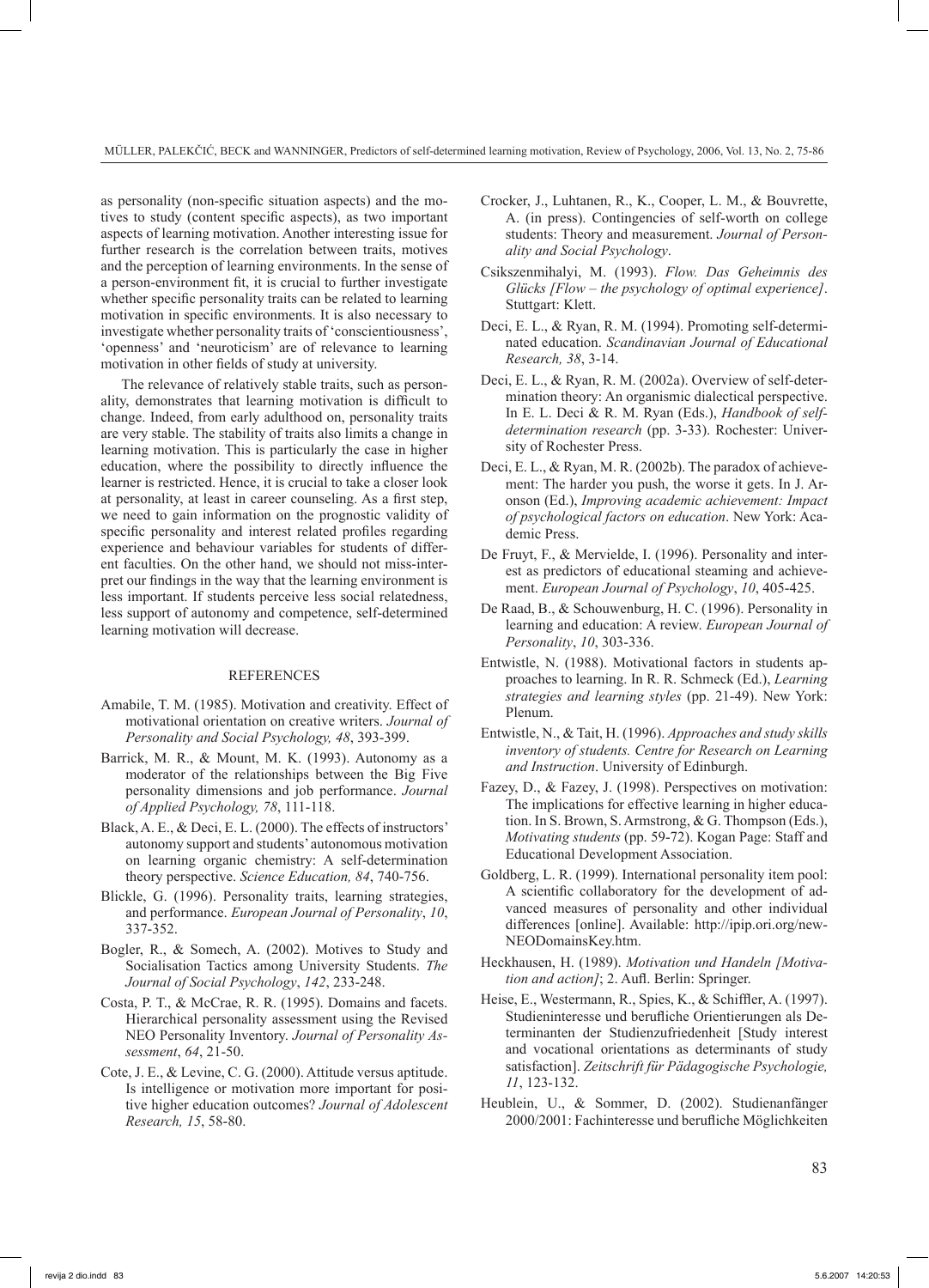as personality (non-specific situation aspects) and the motives to study (content specific aspects), as two important aspects of learning motivation. Another interesting issue for further research is the correlation between traits, motives and the perception of learning environments. In the sense of a person-environment fit, it is crucial to further investigate whether specific personality traits can be related to learning motivation in specific environments. It is also necessary to investigate whether personality traits of 'conscientiousness', 'openness' and 'neuroticism' are of relevance to learning motivation in other fields of study at university.

The relevance of relatively stable traits, such as personality, demonstrates that learning motivation is difficult to change. Indeed, from early adulthood on, personality traits are very stable. The stability of traits also limits a change in learning motivation. This is particularly the case in higher education, where the possibility to directly influence the learner is restricted. Hence, it is crucial to take a closer look at personality, at least in career counseling. As a first step, we need to gain information on the prognostic validity of specific personality and interest related profiles regarding experience and behaviour variables for students of different faculties. On the other hand, we should not miss-interpret our findings in the way that the learning environment is less important. If students perceive less social relatedness, less support of autonomy and competence, self-determined learning motivation will decrease.

## REFERENCES

Amabile, T. M. (1985). Motivation and creativity. Effect of motivational orientation on creative writers. *Journal of Personality and Social Psychology, 48*, 393-399.

Barrick, M. R., & Mount, M. K. (1993). Autonomy as a moderator of the relationships between the Big Five personality dimensions and job performance. *Journal of Applied Psychology, 78*, 111-118.

Black, A. E., & Deci, E. L. (2000). The effects of instructors' autonomy support and students' autonomous motivation on learning organic chemistry: A self-determination theory perspective. *Science Education, 84*, 740-756.

Blickle, G. (1996). Personality traits, learning strategies, and performance. *European Journal of Personality*, *10*, 337-352.

Bogler, R., & Somech, A. (2002). Motives to Study and Socialisation Tactics among University Students. *The Journal of Social Psychology*, *142*, 233-248.

Costa, P. T., & McCrae, R. R. (1995). Domains and facets. Hierarchical personality assessment using the Revised NEO Personality Inventory. *Journal of Personality Assessment*, *64*, 21-50.

Cote, J. E., & Levine, C. G. (2000). Attitude versus aptitude. Is intelligence or motivation more important for positive higher education outcomes? *Journal of Adolescent Research, 15*, 58-80.

Crocker, J., Luhtanen, R., K., Cooper, L. M., & Bouvrette, A. (in press). Contingencies of self-worth on college students: Theory and measurement. *Journal of Personality and Social Psychology*.

Csikszenmihalyi, M. (1993). *Flow. Das Geheimnis des Glücks [Flow – the psychology of optimal experience]*. Stuttgart: Klett.

Deci, E. L., & Ryan, R. M. (1994). Promoting self-determinated education. *Scandinavian Journal of Educational Research, 38*, 3-14.

Deci, E. L., & Ryan, R. M. (2002a). Overview of self-determination theory: An organismic dialectical perspective. In E. L. Deci & R. M. Ryan (Eds.), *Handbook of self-determination research* (pp. 3-33). Rochester: University of Rochester Press.

Deci, E. L., & Ryan, M. R. (2002b). The paradox of achievement: The harder you push, the worse it gets. In J. Aronson (Ed.), *Improving academic achievement: Impact of psychological factors on education*. New York: Academic Press.

De Fruyt, F., & Mervielde, I. (1996). Personality and interest as predictors of educational steaming and achievement. *European Journal of Psychology*, *10*, 405-425.

De Raad, B., & Schouwenburg, H. C. (1996). Personality in learning and education: A review. *European Journal of Personality*, *10*, 303-336.

Entwistle, N. (1988). Motivational factors in students approaches to learning. In R. R. Schmeck (Ed.), *Learning strategies and learning styles* (pp. 21-49). New York: Plenum.

Entwistle, N., & Tait, H. (1996). *Approaches and study skills inventory of students. Centre for Research on Learning and Instruction*. University of Edinburgh.

Fazey, D., & Fazey, J. (1998). Perspectives on motivation: The implications for effective learning in higher education. In S. Brown, S. Armstrong, & G. Thompson (Eds.), *Motivating students* (pp. 59-72). Kogan Page: Staff and Educational Development Association.

Goldberg, L. R. (1999). International personality item pool: A scientific collaboratory for the development of advanced measures of personality and other individual differences [online]. Available: http://ipip.ori.org/newNEODomainsKey.htm.

Heckhausen, H. (1989). *Motivation und Handeln [Motivation and action]*; 2. Aufl. Berlin: Springer.

Heise, E., Westermann, R., Spies, K., & Schiffler, A. (1997). Studieninteresse und berufliche Orientierungen als Determinanten der Studienzufriedenheit [Study interest and vocational orientations as determinants of study satisfaction]. *Zeitschrift für Pädagogische Psychologie, 11*, 123-132.

Heublein, U., & Sommer, D. (2002). Studienanfänger 2000/2001: Fachinteresse und berufliche Möglichkeiten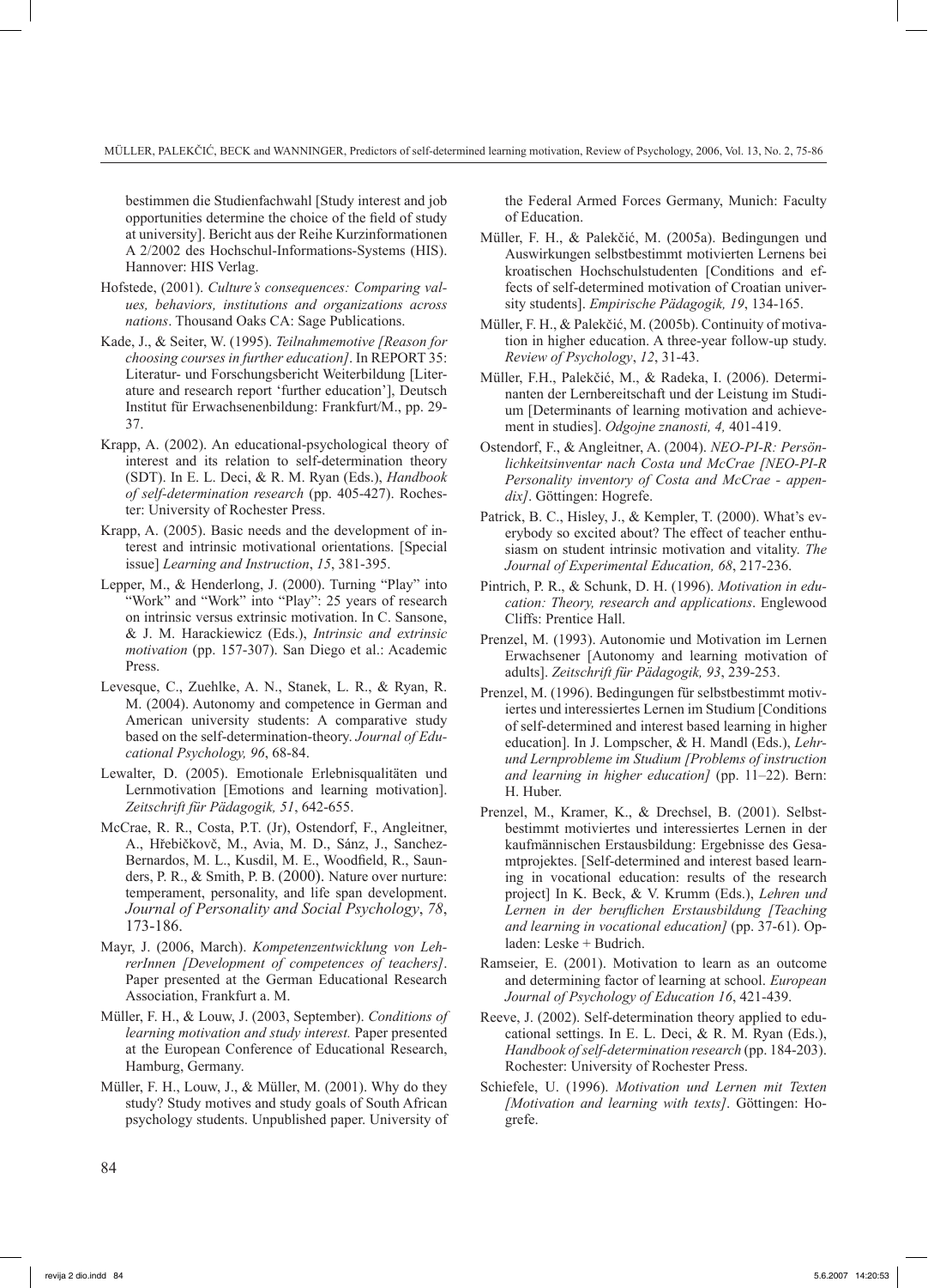bestimmen die Studienfachwahl [Study interest and job opportunities determine the choice of the field of study at university]. Bericht aus der Reihe Kurzinformationen A 2/2002 des Hochschul-Informations-Systems (HIS). Hannover: HIS Verlag.

Hofstede, (2001). *Culture's consequences: Comparing values, behaviors, institutions and organizations across nations*. Thousand Oaks CA: Sage Publications.

Kade, J., & Seiter, W. (1995). *Teilnahmemotive [Reason for choosing courses in further education]*. In REPORT 35: Literatur- und Forschungsbericht Weiterbildung [Literature and research report 'further education'], Deutsch Institut für Erwachsenenbildung: Frankfurt/M., pp. 29-37.

Krapp, A. (2002). An educational-psychological theory of interest and its relation to self-determination theory (SDT). In E. L. Deci, & R. M. Ryan (Eds.), *Handbook of self-determination research* (pp. 405-427). Rochester: University of Rochester Press.

Krapp, A. (2005). Basic needs and the development of interest and intrinsic motivational orientations. [Special issue] *Learning and Instruction*, *15*, 381-395.

Lepper, M., & Henderlong, J. (2000). Turning "Play" into "Work" and "Work" into "Play": 25 years of research on intrinsic versus extrinsic motivation. In C. Sansone, & J. M. Harackiewicz (Eds.), *Intrinsic and extrinsic motivation* (pp. 157-307). San Diego et al.: Academic Press.

Levesque, C., Zuehlke, A. N., Stanek, L. R., & Ryan, R. M. (2004). Autonomy and competence in German and American university students: A comparative study based on the self-determination-theory. *Journal of Educational Psychology, 96*, 68-84.

Lewalter, D. (2005). Emotionale Erlebnisqualitäten und Lernmotivation [Emotions and learning motivation]. *Zeitschrift für Pädagogik, 51*, 642-655.

McCrae, R. R., Costa, P.T. (Jr), Ostendorf, F., Angleitner, A., Hřebičkovč, M., Avia, M. D., Sánz, J., Sanchez-Bernardos, M. L., Kusdil, M. E., Woodfield, R., Saunders, P. R., & Smith, P. B. (2000). Nature over nurture: temperament, personality, and life span development. *Journal of Personality and Social Psychology*, *78*, 173-186.

Mayr, J. (2006, March). *Kompetenzentwicklung von LehrerInnen [Development of competences of teachers]*. Paper presented at the German Educational Research Association, Frankfurt a. M.

Müller, F. H., & Louw, J. (2003, September). *Conditions of learning motivation and study interest.* Paper presented at the European Conference of Educational Research, Hamburg, Germany.

Müller, F. H., Louw, J., & Müller, M. (2001). Why do they study? Study motives and study goals of South African psychology students. Unpublished paper. University of the Federal Armed Forces Germany, Munich: Faculty of Education.

Müller, F. H., & Palekčić, M. (2005a). Bedingungen und Auswirkungen selbstbestimmt motivierten Lernens bei kroatischen Hochschulstudenten [Conditions and effects of self-determined motivation of Croatian university students]. *Empirische Pädagogik, 19*, 134-165.

Müller, F. H., & Palekčić, M. (2005b). Continuity of motivation in higher education. A three-year follow-up study. *Review of Psychology*, *12*, 31-43.

Müller, F.H., Palekčić, M., & Radeka, I. (2006). Determinanten der Lernbereitschaft und der Leistung im Studium [Determinants of learning motivation and achievement in studies]. *Odgojne znanosti, 4,* 401-419.

Ostendorf, F., & Angleitner, A. (2004). *NEO-PI-R: Persönlichkeitsinventar nach Costa und McCrae [NEO-PI-R Personality inventory of Costa and McCrae - appendix]*. Göttingen: Hogrefe.

Patrick, B. C., Hisley, J., & Kempler, T. (2000). What's everybody so excited about? The effect of teacher enthusiasm on student intrinsic motivation and vitality. *The Journal of Experimental Education, 68*, 217-236.

Pintrich, P. R., & Schunk, D. H. (1996). *Motivation in education: Theory, research and applications*. Englewood Cliffs: Prentice Hall.

Prenzel, M. (1993). Autonomie und Motivation im Lernen Erwachsener [Autonomy and learning motivation of adults]. *Zeitschrift für Pädagogik, 93*, 239-253.

Prenzel, M. (1996). Bedingungen für selbstbestimmt motiviertes und interessiertes Lernen im Studium [Conditions of self-determined and interest based learning in higher education]. In J. Lompscher, & H. Mandl (Eds.), *Lehr- und Lernprobleme im Studium [Problems of instruction and learning in higher education]* (pp. 11–22). Bern: H. Huber.

Prenzel, M., Kramer, K., & Drechsel, B. (2001). Selbstbestimmt motiviertes und interessiertes Lernen in der kaufmännischen Erstausbildung: Ergebnisse des Gesamtprojektes. [Self-determined and interest based learning in vocational education: results of the research project] In K. Beck, & V. Krumm (Eds.), *Lehren und Lernen in der beruflichen Erstausbildung [Teaching and learning in vocational education]* (pp. 37-61). Opladen: Leske + Budrich.

Ramseier, E. (2001). Motivation to learn as an outcome and determining factor of learning at school. *European Journal of Psychology of Education 16*, 421-439.

Reeve, J. (2002). Self-determination theory applied to educational settings. In E. L. Deci, & R. M. Ryan (Eds.), *Handbook of self-determination research* (pp. 184-203). Rochester: University of Rochester Press.

Schiefele, U. (1996). *Motivation und Lernen mit Texten [Motivation and learning with texts]*. Göttingen: Hogrefe.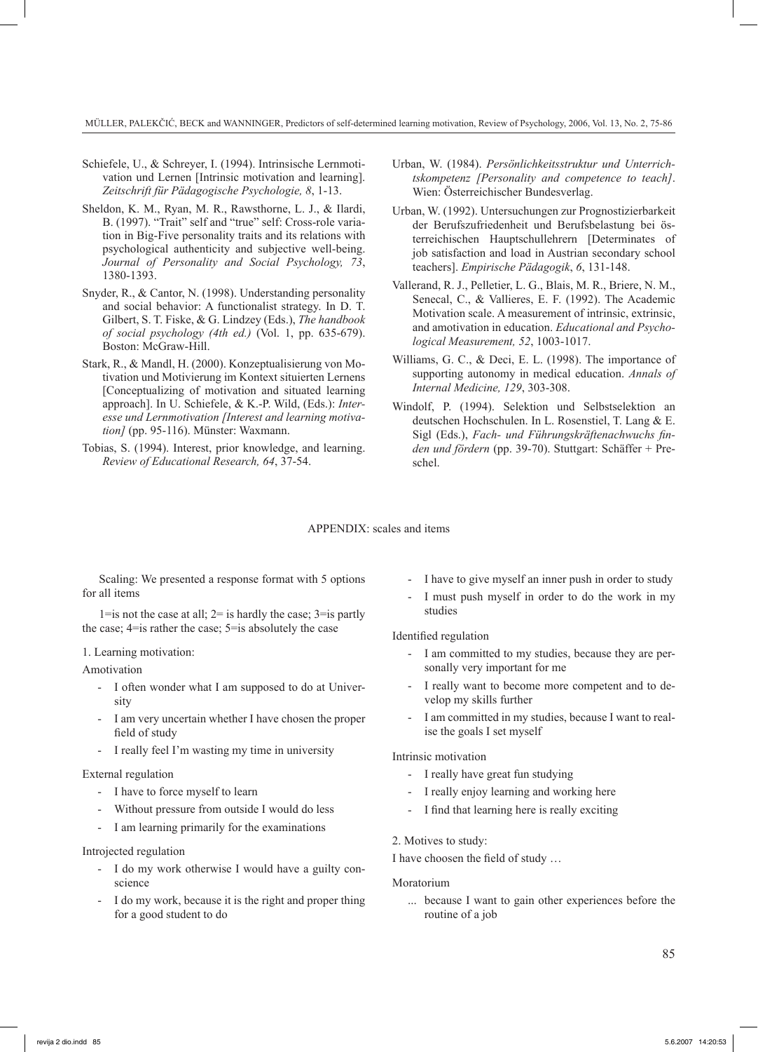Schiefele, U., & Schreyer, I. (1994). Intrinsische Lernmotivation und Lernen [Intrinsic motivation and learning]. *Zeitschrift für Pädagogische Psychologie, 8*, 1-13.

Sheldon, K. M., Ryan, M. R., Rawsthorne, L. J., & Ilardi, B. (1997). "Trait" self and "true" self: Cross-role variation in Big-Five personality traits and its relations with psychological authenticity and subjective well-being. *Journal of Personality and Social Psychology, 73*, 1380-1393.

Snyder, R., & Cantor, N. (1998). Understanding personality and social behavior: A functionalist strategy. In D. T. Gilbert, S. T. Fiske, & G. Lindzey (Eds.), *The handbook of social psychology (4th ed.)* (Vol. 1, pp. 635-679). Boston: McGraw-Hill.

Stark, R., & Mandl, H. (2000). Konzeptualisierung von Motivation und Motivierung im Kontext situierten Lernens [Conceptualizing of motivation and situated learning approach]. In U. Schiefele, & K.-P. Wild, (Eds.): *Interesse und Lernmotivation [Interest and learning motivation]* (pp. 95-116). Münster: Waxmann.

Tobias, S. (1994). Interest, prior knowledge, and learning. *Review of Educational Research, 64*, 37-54.

Urban, W. (1984). *Persönlichkeitsstruktur und Unterrichtskompetenz [Personality and competence to teach]*. Wien: Österreichischer Bundesverlag.

Urban, W. (1992). Untersuchungen zur Prognostizierbarkeit der Berufszufriedenheit und Berufsbelastung bei österreichischen Hauptschullehrern [Determinates of job satisfaction and load in Austrian secondary school teachers]. *Empirische Pädagogik*, *6*, 131-148.

Vallerand, R. J., Pelletier, L. G., Blais, M. R., Briere, N. M., Senecal, C., & Vallieres, E. F. (1992). The Academic Motivation scale. A measurement of intrinsic, extrinsic, and amotivation in education. *Educational and Psychological Measurement, 52*, 1003-1017.

Williams, G. C., & Deci, E. L. (1998). The importance of supporting autonomy in medical education. *Annals of Internal Medicine, 129*, 303-308.

Windolf, P. (1994). Selektion und Selbstselektion an deutschen Hochschulen. In L. Rosenstiel, T. Lang & E. Sigl (Eds.), *Fach- und Führungskräftenachwuchs finden und fördern* (pp. 39-70). Stuttgart: Schäffer + Preschel.

## APPENDIX: scales and items

Scaling: We presented a response format with 5 options for all items

1=is not the case at all; 2= is hardly the case; 3=is partly the case; 4=is rather the case; 5=is absolutely the case

1. Learning motivation:

Amotivation

- I often wonder what I am supposed to do at University
- I am very uncertain whether I have chosen the proper field of study
- I really feel I'm wasting my time in university

External regulation

- I have to force myself to learn
- Without pressure from outside I would do less
- I am learning primarily for the examinations

Introjected regulation

- I do my work otherwise I would have a guilty conscience
- I do my work, because it is the right and proper thing for a good student to do
- I have to give myself an inner push in order to study
- I must push myself in order to do the work in my studies

Identified regulation

- I am committed to my studies, because they are personally very important for me
- I really want to become more competent and to develop my skills further
- I am committed in my studies, because I want to realise the goals I set myself

Intrinsic motivation

- I really have great fun studying
- I really enjoy learning and working here
- I find that learning here is really exciting

2. Motives to study:

I have choosen the field of study …

Moratorium

... because I want to gain other experiences before the routine of a job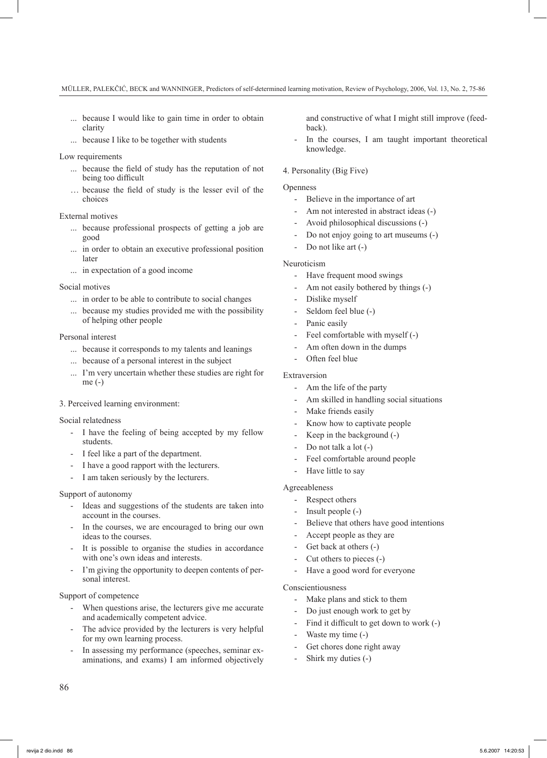... because I would like to gain time in order to obtain clarity

... because I like to be together with students

Low requirements

... because the field of study has the reputation of not being too difficult

… because the field of study is the lesser evil of the choices

External motives

... because professional prospects of getting a job are good

... in order to obtain an executive professional position later

... in expectation of a good income

Social motives

... in order to be able to contribute to social changes

... because my studies provided me with the possibility of helping other people

Personal interest

... because it corresponds to my talents and leanings

... because of a personal interest in the subject

... I'm very uncertain whether these studies are right for me (-)

3. Perceived learning environment:

Social relatedness

- I have the feeling of being accepted by my fellow students.
- I feel like a part of the department.
- I have a good rapport with the lecturers.
- I am taken seriously by the lecturers.

Support of autonomy

- Ideas and suggestions of the students are taken into account in the courses.
- In the courses, we are encouraged to bring our own ideas to the courses.
- It is possible to organise the studies in accordance with one's own ideas and interests.
- I'm giving the opportunity to deepen contents of personal interest.

Support of competence

- When questions arise, the lecturers give me accurate and academically competent advice.
- The advice provided by the lecturers is very helpful for my own learning process.
- In assessing my performance (speeches, seminar examinations, and exams) I am informed objectively and constructive of what I might still improve (feedback).
- In the courses, I am taught important theoretical knowledge.

4. Personality (Big Five)

Openness

- Believe in the importance of art
- Am not interested in abstract ideas (-)
- Avoid philosophical discussions (-)
- Do not enjoy going to art museums (-)
- Do not like art (-)

Neuroticism

- Have frequent mood swings
- Am not easily bothered by things (-)
- Dislike myself
- Seldom feel blue (-)
- Panic easily
- Feel comfortable with myself (-)
- Am often down in the dumps
- Often feel blue

Extraversion

- Am the life of the party
- Am skilled in handling social situations
- Make friends easily
- Know how to captivate people
- Keep in the background (-)
- Do not talk a lot (-)
- Feel comfortable around people
- Have little to say

Agreeableness

- Respect others
- Insult people (-)
- Believe that others have good intentions
- Accept people as they are
- Get back at others (-)
- Cut others to pieces (-)
- Have a good word for everyone

Conscientiousness

- Make plans and stick to them
- Do just enough work to get by
- Find it difficult to get down to work (-)
- Waste my time (-)
- Get chores done right away
- Shirk my duties (-)